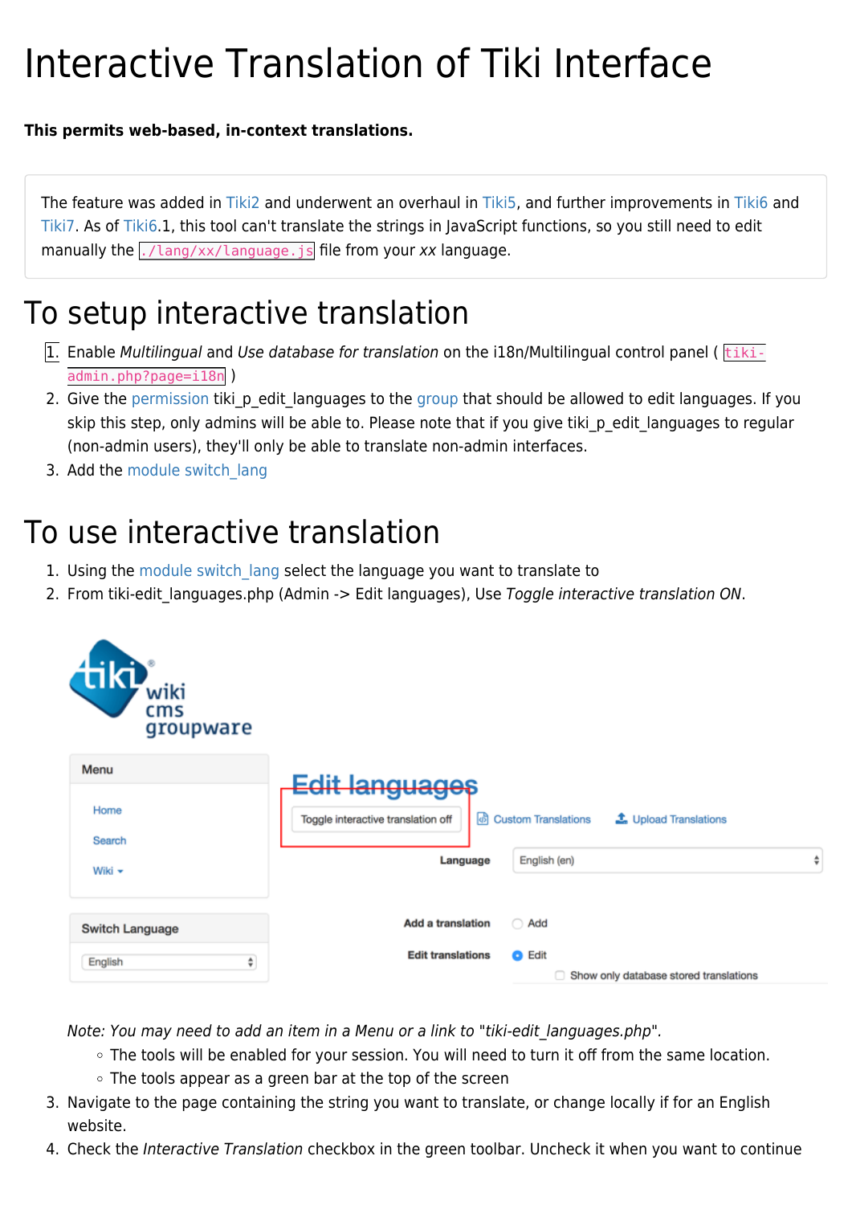# Interactive Translation of Tiki Interface

**This permits web-based, in-context translations.**

The feature was added in Tiki2 and underwent an overhaul in Tiki5, and further improvements in Tiki6 and Tiki7. As of Tiki6.1, this tool can't translate the strings in JavaScript functions, so you still need to edit manually the `./lang/xx/language.js` file from your *xx* language.

## To setup interactive translation

1. Enable *Multilingual* and *Use database for translation* on the i18n/Multilingual control panel ( `tiki-admin.php?page=i18n` )
2. Give the permission tiki_p_edit_languages to the group that should be allowed to edit languages. If you skip this step, only admins will be able to. Please note that if you give tiki_p_edit_languages to regular (non-admin users), they'll only be able to translate non-admin interfaces.
3. Add the module switch_lang

## To use interactive translation

1. Using the module switch_lang select the language you want to translate to
2. From tiki-edit_languages.php (Admin -> Edit languages), Use *Toggle interactive translation ON*.

   *Note: You may need to add an item in a Menu or a link to "tiki-edit_languages.php".*
   - The tools will be enabled for your session. You will need to turn it off from the same location.
   - The tools appear as a green bar at the top of the screen
3. Navigate to the page containing the string you want to translate, or change locally if for an English website.
4. Check the *Interactive Translation* checkbox in the green toolbar. Uncheck it when you want to continue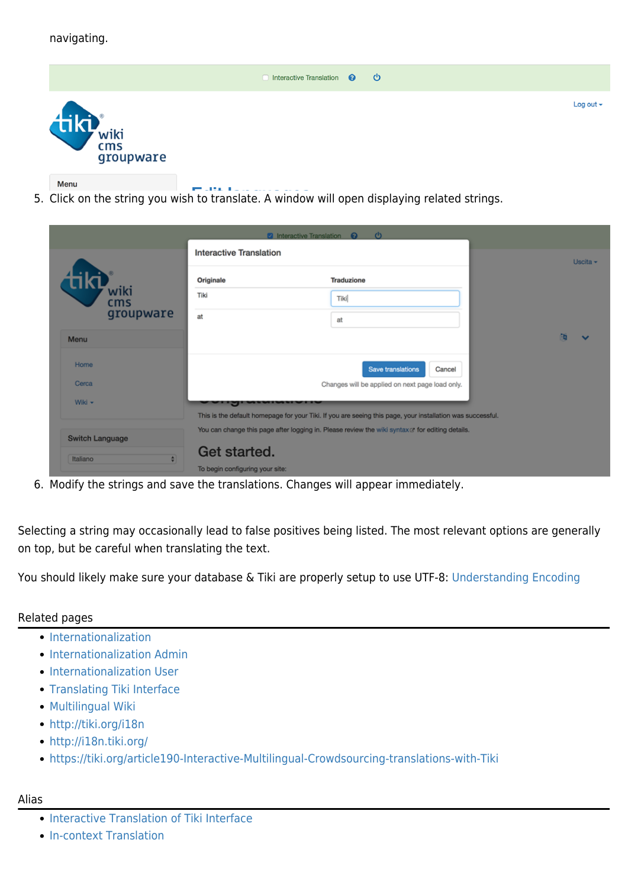navigating.

5. Click on the string you wish to translate. A window will open displaying related strings.

6. Modify the strings and save the translations. Changes will appear immediately.

Selecting a string may occasionally lead to false positives being listed. The most relevant options are generally on top, but be careful when translating the text.

You should likely make sure your database & Tiki are properly setup to use UTF-8: Understanding Encoding

## Related pages

- Internationalization
- Internationalization Admin
- Internationalization User
- Translating Tiki Interface
- Multilingual Wiki
- http://tiki.org/i18n
- http://i18n.tiki.org/
- https://tiki.org/article190-Interactive-Multilingual-Crowdsourcing-translations-with-Tiki

## Alias

- Interactive Translation of Tiki Interface
- In-context Translation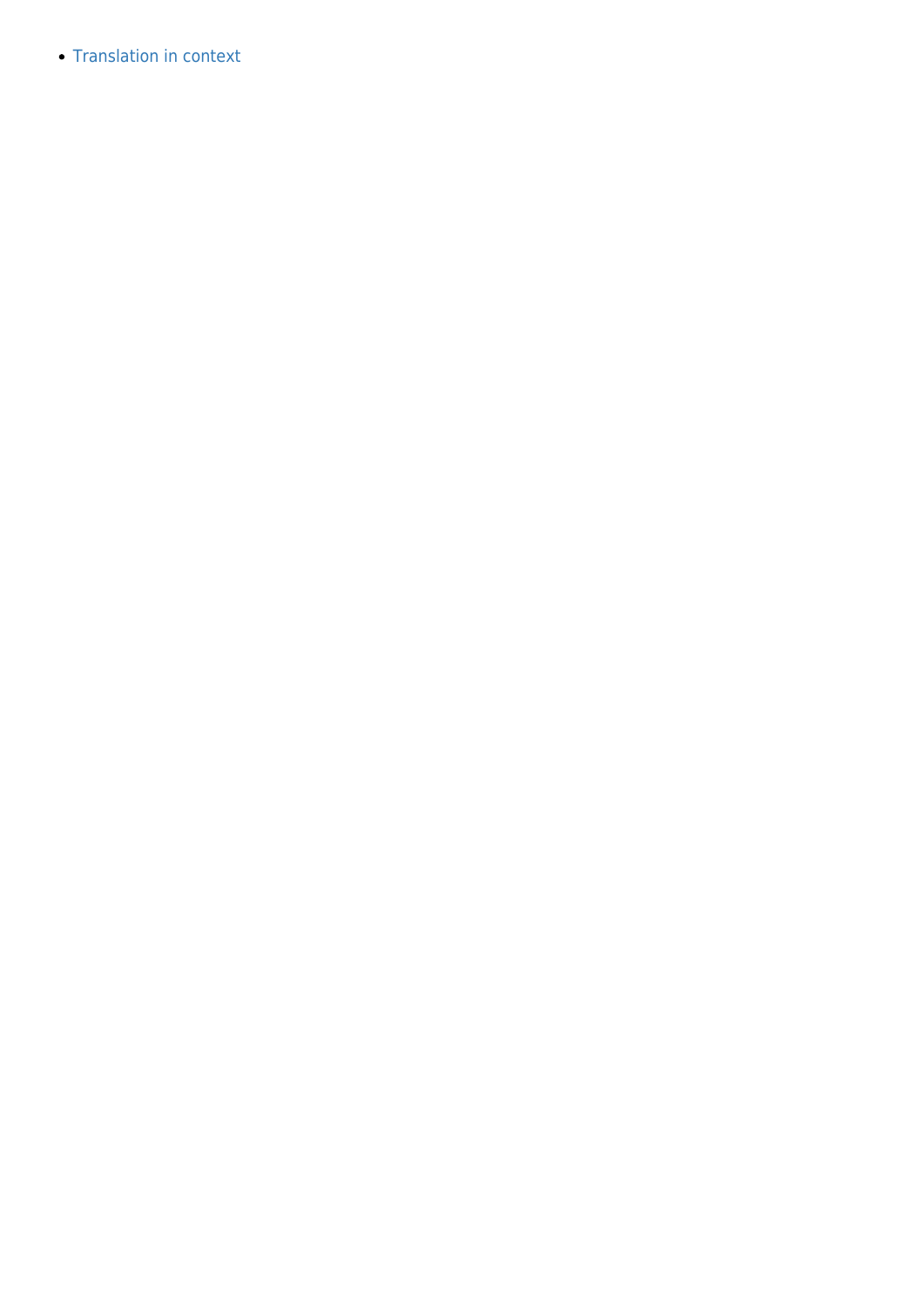- Translation in context